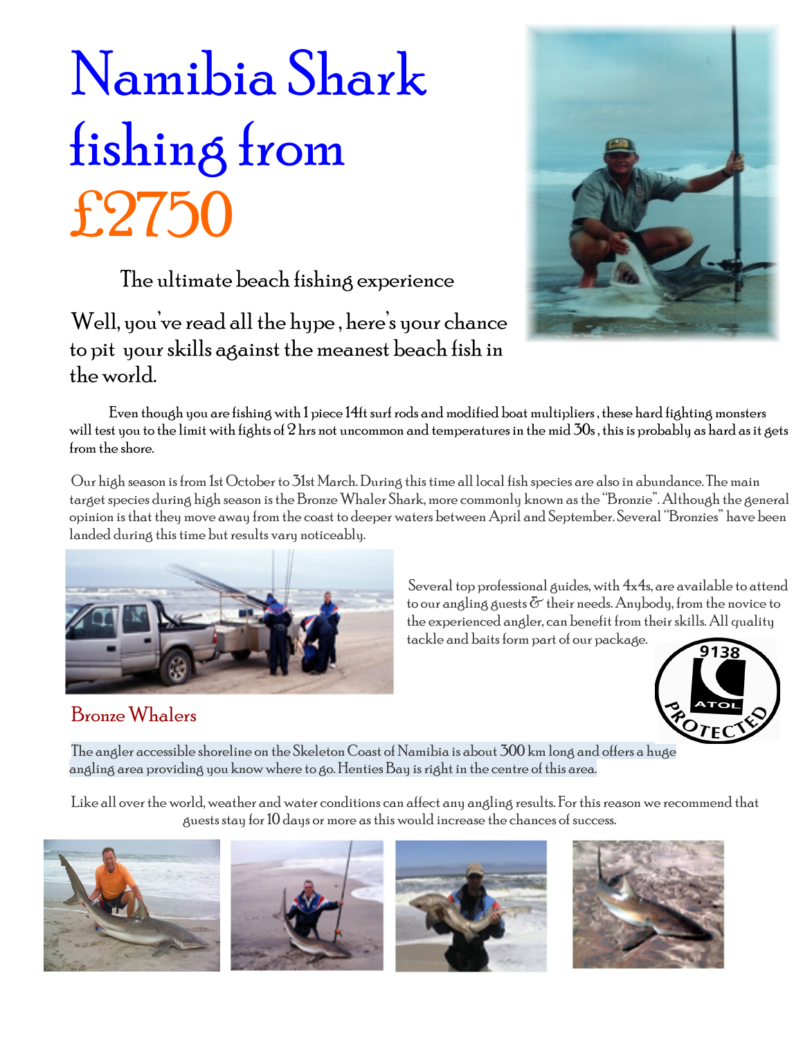# Namibia Shark fishing from £2750

The ultimate beach fishing experience

Well, you've read all the hype , here's your chance to pit your skills against the meanest beach fish in the world.

Even though you are fishing with 1 piece 14ft surf rods and modified boat multipliers , these hard fighting monsters will test you to the limit with fights of 2 hrs not uncommon and temperatures in the mid 30s , this is probably as hard as it gets from the shore.

Our high season is from 1st October to 31st March. During this time all local fish species are also in abundance. The main target species during high season is the Bronze Whaler Shark, more commonly known as the "Bronzie". Although the general opinion is that they move away from the coast to deeper waters between April and September. Several "Bronzies" have been landed during this time but results vary noticeably.

Several top professional guides, with 4x4s, are available to attend to our angling guests & their needs. Anybody, from the novice to the experienced angler, can benefit from their skills. All quality tackle and baits form part of our package.

9138 ATOL PROTECTED

Bronze Whalers

The angler accessible shoreline on the Skeleton Coast of Namibia is about 300 km long and offers a huge angling area providing you know where to go. Henties Bay is right in the centre of this area.

Like all over the world, weather and water conditions can affect any angling results. For this reason we recommend that guests stay for 10 days or more as this would increase the chances of success.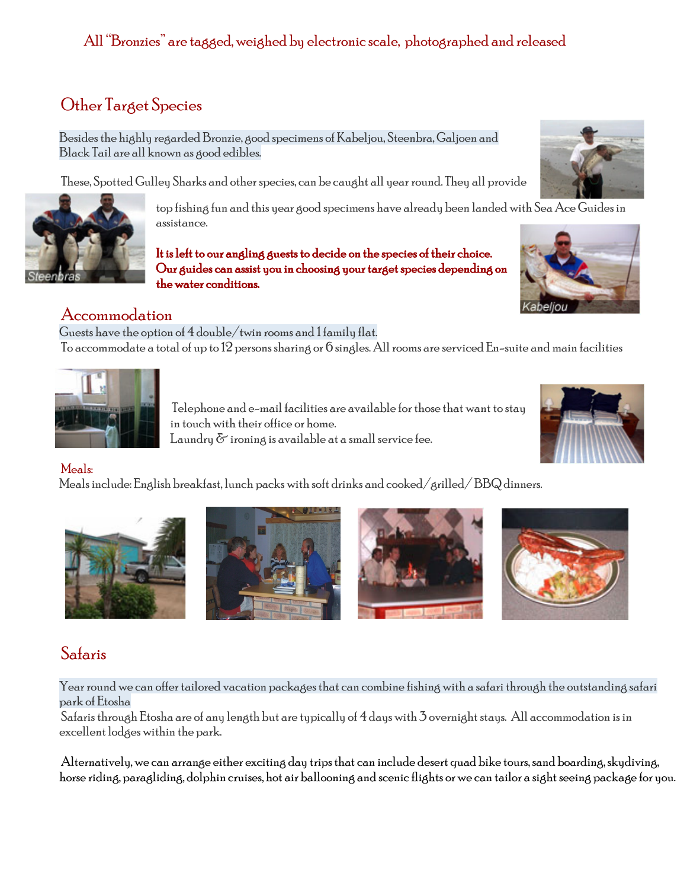All "Bronzies" are tagged, weighed by electronic scale, photographed and released

## Other Target Species

Besides the highly regarded Bronzie, good specimens of Kabeljou, Steenbra, Galjoen and Black Tail are all known as good edibles.

These, Spotted Gulley Sharks and other species, can be caught all year round. They all provide top fishing fun and this year good specimens have already been landed with Sea Ace Guides in assistance.

**It is left to our angling guests to decide on the species of their choice. Our guides can assist you in choosing your target species depending on the water conditions.**

## Accommodation

Guests have the option of 4 double/twin rooms and 1 family flat.
To accommodate a total of up to 12 persons sharing or 6 singles. All rooms are serviced En-suite and main facilities

Telephone and e-mail facilities are available for those that want to stay in touch with their office or home.
Laundry & ironing is available at a small service fee.

### Meals:

Meals include: English breakfast, lunch packs with soft drinks and cooked/grilled/ BBQ dinners.

## Safaris

Year round we can offer tailored vacation packages that can combine fishing with a safari through the outstanding safari park of Etosha
Safaris through Etosha are of any length but are typically of 4 days with 3 overnight stays. All accommodation is in excellent lodges within the park.

Alternatively, we can arrange either exciting day trips that can include desert quad bike tours, sand boarding, skydiving, horse riding, paragliding, dolphin cruises, hot air ballooning and scenic flights or we can tailor a sight seeing package for you.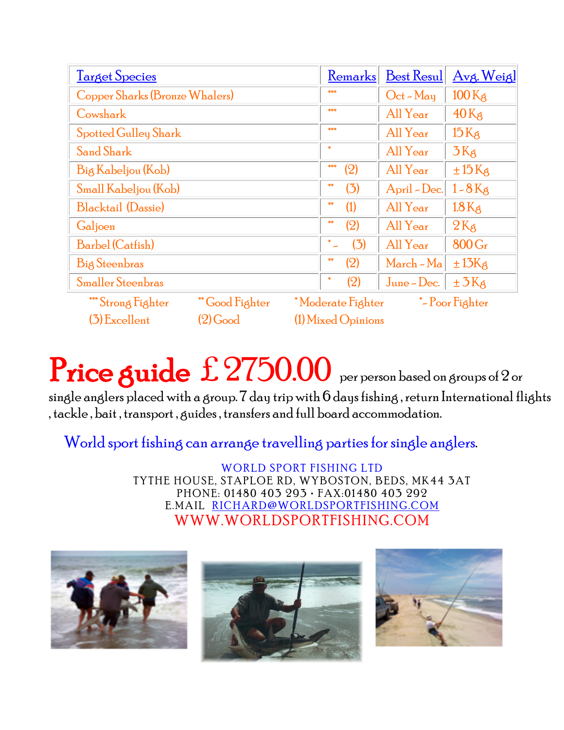| Target Species | Remarks | Best Resul | Avg. Weigl |
|---|---|---|---|
| Copper Sharks (Bronze Whalers) | *** | Oct - May | 100 Kg |
| Cowshark | *** | All Year | 40 Kg |
| Spotted Gulley Shark | *** | All Year | 15 Kg |
| Sand Shark | * | All Year | 3 Kg |
| Big Kabeljou (Kob) | *** (2) | All Year | ± 15 Kg |
| Small Kabeljou (Kob) | ** (3) | April - Dec. | 1 - 8 Kg |
| Blacktail (Dassie) | ** (1) | All Year | 1.8 Kg |
| Galjoen | ** (2) | All Year | 2 Kg |
| Barbel (Catfish) | *- (3) | All Year | 800 Gr |
| Big Steenbras | ** (2) | March - Ma | ± 13Kg |
| Smaller Steenbras | * (2) | June - Dec. | ± 3 Kg |

*** Strong Fighter  ** Good Fighter  * Moderate Fighter  *- Poor Fighter

(3) Excellent  (2) Good  (1) Mixed Opinions

**Price guide £ 2750.00** per person based on groups of 2 or single anglers placed with a group. 7 day trip with 6 days fishing , return International flights , tackle , bait , transport , guides , transfers and full board accommodation.

World sport fishing can arrange travelling parties for single anglers.

WORLD SPORT FISHING LTD
TYTHE HOUSE, STAPLOE RD, WYBOSTON, BEDS, MK44 3AT
PHONE: 01480 403 293 · FAX:01480 403 292
E.MAIL RICHARD@WORLDSPORTFISHING.COM
WWW.WORLDSPORTFISHING.COM